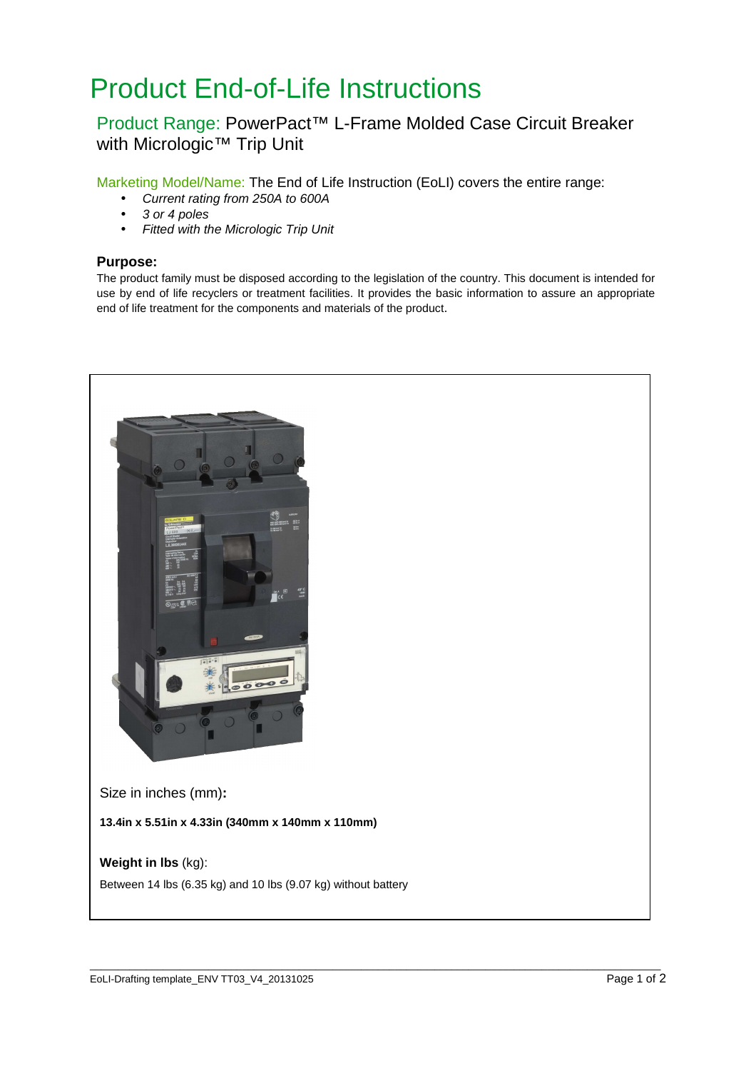# Product End-of-Life Instructions

## Product Range: PowerPact™ L-Frame Molded Case Circuit Breaker with Micrologic™ Trip Unit

Marketing Model/Name: The End of Life Instruction (EoLI) covers the entire range:

- *Current rating from 250A to 600A*
- *3 or 4 poles*
- *Fitted with the Micrologic Trip Unit*

### Purpose:

The product family must be disposed according to the legislation of the country. This document is intended for use by end of life recyclers or treatment facilities. It provides the basic information to assure an appropriate end of life treatment for the components and materials of the product.

Size in inches (mm)**:**

**13.4in x 5.51in x 4.33in (340mm x 140mm x 110mm)**

**Weight in lbs** (kg):

Between 14 lbs (6.35 kg) and 10 lbs (9.07 kg) without battery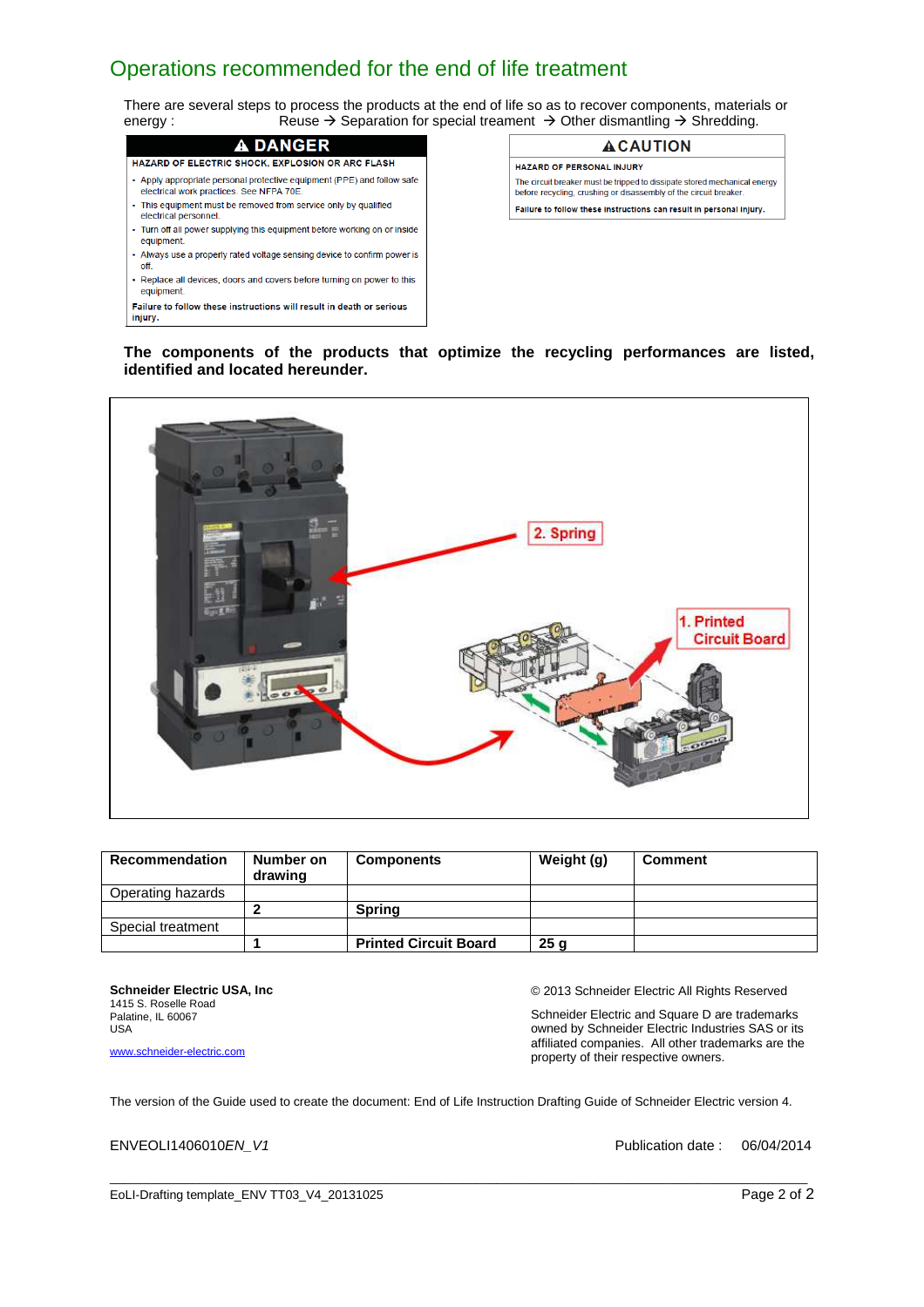## Operations recommended for the end of life treatment

There are several steps to process the products at the end of life so as to recover components, materials or energy : Reuse → Separation for special treament → Other dismantling → Shredding.

**⚠ DANGER**

**HAZARD OF ELECTRIC SHOCK, EXPLOSION OR ARC FLASH**

- Apply appropriate personal protective equipment (PPE) and follow safe electrical work practices. See NFPA 70E.
- This equipment must be removed from service only by qualified electrical personnel.
- Turn off all power supplying this equipment before working on or inside equipment.
- Always use a properly rated voltage sensing device to confirm power is off.
- Replace all devices, doors and covers before turning on power to this equipment.

**Failure to follow these instructions will result in death or serious injury.**

**⚠ CAUTION**

**HAZARD OF PERSONAL INJURY**

The circuit breaker must be tripped to dissipate stored mechanical energy before recycling, crushing or disassembly of the circuit breaker.

**Failure to follow these instructions can result in personal injury.**

**The components of the products that optimize the recycling performances are listed, identified and located hereunder.**

2. Spring

1. Printed Circuit Board

| Recommendation | Number on drawing | Components | Weight (g) | Comment |
|---|---|---|---|---|
| Operating hazards | | | | |
| | **2** | **Spring** | | |
| Special treatment | | | | |
| | **1** | **Printed Circuit Board** | **25 g** | |

**Schneider Electric USA, Inc**
1415 S. Roselle Road
Palatine, IL 60067
USA

www.schneider-electric.com

© 2013 Schneider Electric All Rights Reserved

Schneider Electric and Square D are trademarks owned by Schneider Electric Industries SAS or its affiliated companies. All other trademarks are the property of their respective owners.

The version of the Guide used to create the document: End of Life Instruction Drafting Guide of Schneider Electric version 4.

ENVEOLI1406010*EN_V1*

Publication date : 06/04/2014

EoLI-Drafting template_ENV TT03_V4_20131025